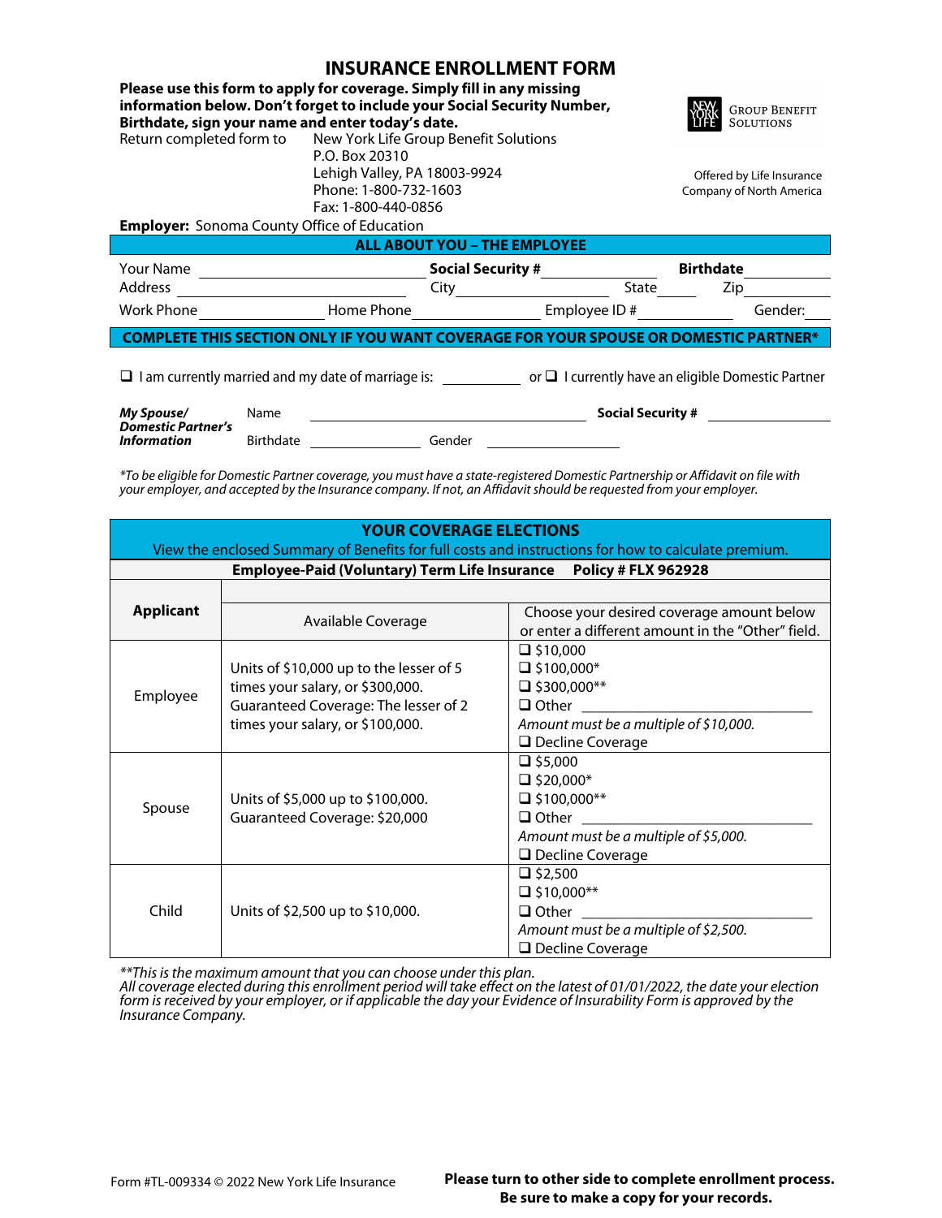# INSURANCE ENROLLMENT FORM

**Please use this form to apply for coverage. Simply fill in any missing information below. Don't forget to include your Social Security Number, Birthdate, sign your name and enter today's date.**

NEW YORK LIFE GROUP BENEFIT SOLUTIONS

Offered by Life Insurance Company of North America

Return completed form to
New York Life Group Benefit Solutions
P.O. Box 20310
Lehigh Valley, PA 18003-9924
Phone: 1-800-732-1603
Fax: 1-800-440-0856

**Employer:** Sonoma County Office of Education

## ALL ABOUT YOU – THE EMPLOYEE

Your Name ____________ **Social Security #** ____________ **Birthdate** ____________

Address ____________ City ____________ State ______ Zip ____________

Work Phone ____________ Home Phone ____________ Employee ID # ____________ Gender: ______

## COMPLETE THIS SECTION ONLY IF YOU WANT COVERAGE FOR YOUR SPOUSE OR DOMESTIC PARTNER*

❑ I am currently married and my date of marriage is: __________ or ❑ I currently have an eligible Domestic Partner

***My Spouse/ Domestic Partner's Information***

Name ____________ **Social Security #** ____________

Birthdate ____________ Gender ____________

*\*To be eligible for Domestic Partner coverage, you must have a state-registered Domestic Partnership or Affidavit on file with your employer, and accepted by the Insurance company. If not, an Affidavit should be requested from your employer.*

## YOUR COVERAGE ELECTIONS

View the enclosed Summary of Benefits for full costs and instructions for how to calculate premium.

**Employee-Paid (Voluntary) Term Life Insurance    Policy # FLX 962928**

| **Applicant** | Available Coverage | Choose your desired coverage amount below or enter a different amount in the "Other" field. |
|---|---|---|
| Employee | Units of $10,000 up to the lesser of 5 times your salary, or $300,000. Guaranteed Coverage: The lesser of 2 times your salary, or $100,000. | ❑ $10,000<br>❑ $100,000*<br>❑ $300,000**<br>❑ Other ____________<br>*Amount must be a multiple of $10,000.*<br>❑ Decline Coverage |
| Spouse | Units of $5,000 up to $100,000. Guaranteed Coverage: $20,000 | ❑ $5,000<br>❑ $20,000*<br>❑ $100,000**<br>❑ Other ____________<br>*Amount must be a multiple of $5,000.*<br>❑ Decline Coverage |
| Child | Units of $2,500 up to $10,000. | ❑ $2,500<br>❑ $10,000**<br>❑ Other ____________<br>*Amount must be a multiple of $2,500.*<br>❑ Decline Coverage |

*\*\*This is the maximum amount that you can choose under this plan.*
*All coverage elected during this enrollment period will take effect on the latest of 01/01/2022, the date your election form is received by your employer, or if applicable the day your Evidence of Insurability Form is approved by the Insurance Company.*

Form #TL-009334 © 2022 New York Life Insurance

**Please turn to other side to complete enrollment process.**
**Be sure to make a copy for your records.**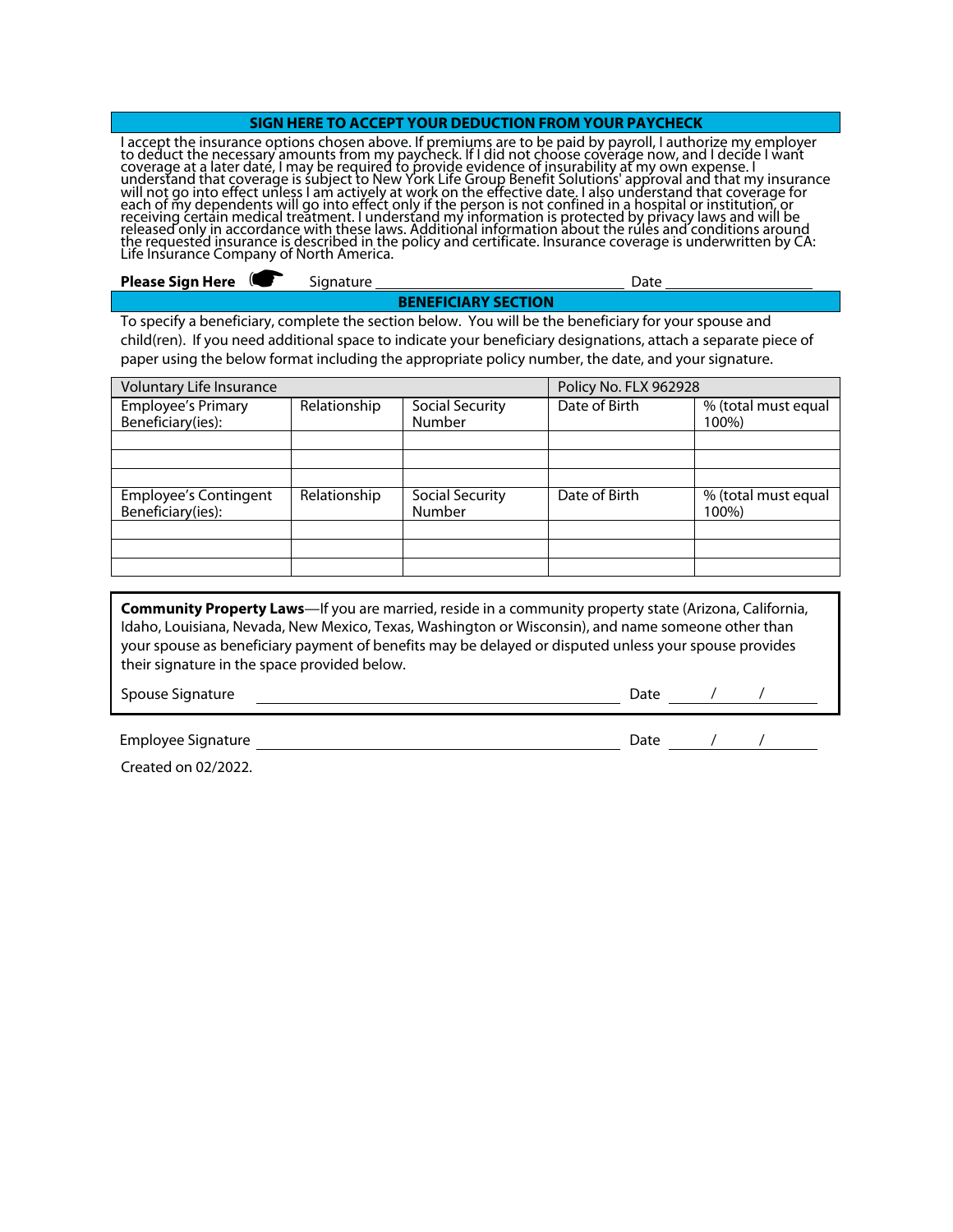## SIGN HERE TO ACCEPT YOUR DEDUCTION FROM YOUR PAYCHECK

I accept the insurance options chosen above. If premiums are to be paid by payroll, I authorize my employer to deduct the necessary amounts from my paycheck. If I did not choose coverage now, and I decide I want coverage at a later date, I may be required to provide evidence of insurability at my own expense. I understand that coverage is subject to New York Life Group Benefit Solutions' approval and that my insurance will not go into effect unless I am actively at work on the effective date. I also understand that coverage for each of my dependents will go into effect only if the person is not confined in a hospital or institution, or receiving certain medical treatment. I understand my information is protected by privacy laws and will be released only in accordance with these laws. Additional information about the rules and conditions around the requested insurance is described in the policy and certificate. Insurance coverage is underwritten by CA: Life Insurance Company of North America.

**Please Sign Here** ☛ Signature ______________________________ Date ____________________

## BENEFICIARY SECTION

To specify a beneficiary, complete the section below. You will be the beneficiary for your spouse and child(ren). If you need additional space to indicate your beneficiary designations, attach a separate piece of paper using the below format including the appropriate policy number, the date, and your signature.

| Voluntary Life Insurance | | | Policy No. FLX 962928 | |
|---|---|---|---|---|
| Employee's Primary Beneficiary(ies): | Relationship | Social Security Number | Date of Birth | % (total must equal 100%) |
| | | | | |
| | | | | |
| | | | | |
| Employee's Contingent Beneficiary(ies): | Relationship | Social Security Number | Date of Birth | % (total must equal 100%) |
| | | | | |
| | | | | |
| | | | | |

**Community Property Laws**—If you are married, reside in a community property state (Arizona, California, Idaho, Louisiana, Nevada, New Mexico, Texas, Washington or Wisconsin), and name someone other than your spouse as beneficiary payment of benefits may be delayed or disputed unless your spouse provides their signature in the space provided below.

Spouse Signature ______________________________ Date ____/____/____

Employee Signature ______________________________ Date ____/____/____

Created on 02/2022.